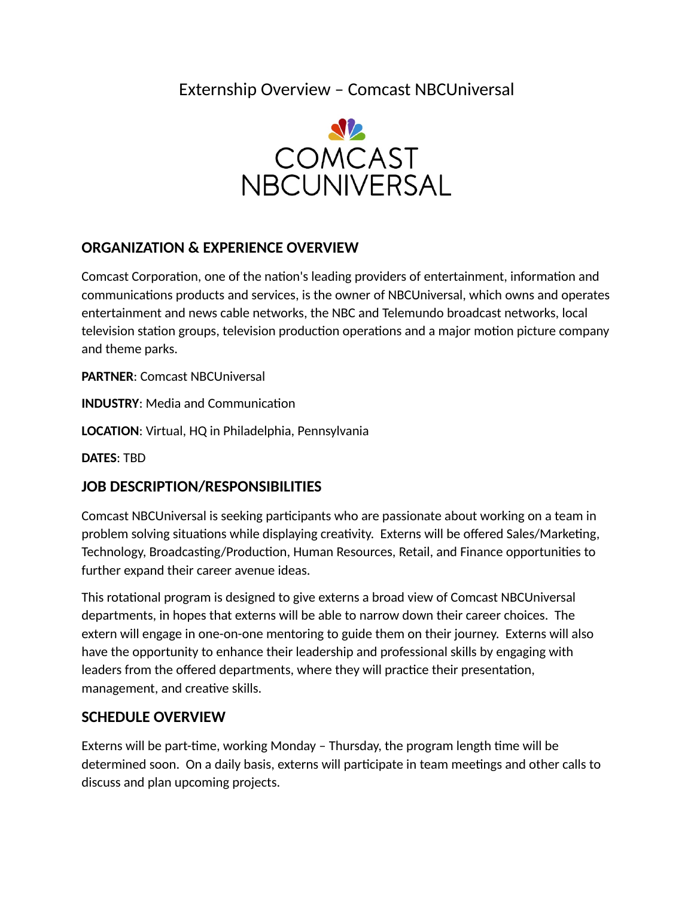# Externship Overview – Comcast NBCUniversal

## ORGANIZATION & EXPERIENCE OVERVIEW

Comcast Corporation, one of the nation's leading providers of entertainment, information and communications products and services, is the owner of NBCUniversal, which owns and operates entertainment and news cable networks, the NBC and Telemundo broadcast networks, local television station groups, television production operations and a major motion picture company and theme parks.

**PARTNER**: Comcast NBCUniversal

**INDUSTRY**: Media and Communication

**LOCATION**: Virtual, HQ in Philadelphia, Pennsylvania

**DATES**: TBD

## JOB DESCRIPTION/RESPONSIBILITIES

Comcast NBCUniversal is seeking participants who are passionate about working on a team in problem solving situations while displaying creativity. Externs will be offered Sales/Marketing, Technology, Broadcasting/Production, Human Resources, Retail, and Finance opportunities to further expand their career avenue ideas.

This rotational program is designed to give externs a broad view of Comcast NBCUniversal departments, in hopes that externs will be able to narrow down their career choices. The extern will engage in one-on-one mentoring to guide them on their journey. Externs will also have the opportunity to enhance their leadership and professional skills by engaging with leaders from the offered departments, where they will practice their presentation, management, and creative skills.

## SCHEDULE OVERVIEW

Externs will be part-time, working Monday – Thursday, the program length time will be determined soon. On a daily basis, externs will participate in team meetings and other calls to discuss and plan upcoming projects.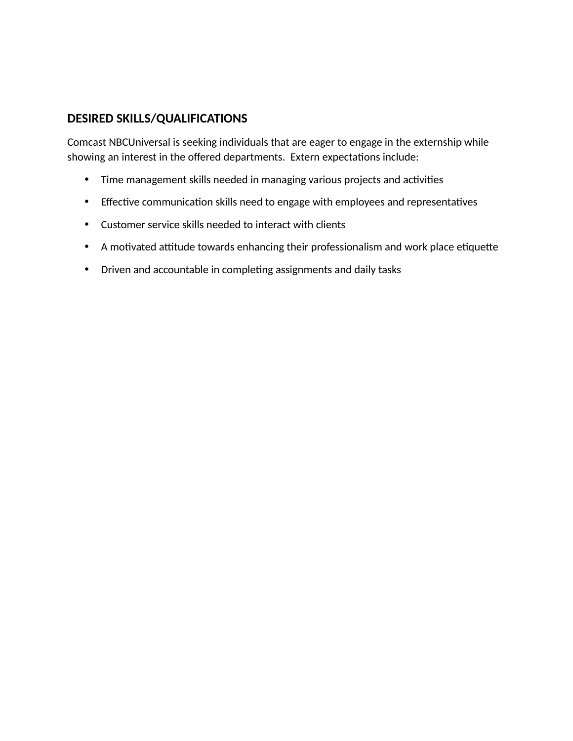## DESIRED SKILLS/QUALIFICATIONS

Comcast NBCUniversal is seeking individuals that are eager to engage in the externship while showing an interest in the offered departments. Extern expectations include:

- Time management skills needed in managing various projects and activities
- Effective communication skills need to engage with employees and representatives
- Customer service skills needed to interact with clients
- A motivated attitude towards enhancing their professionalism and work place etiquette
- Driven and accountable in completing assignments and daily tasks